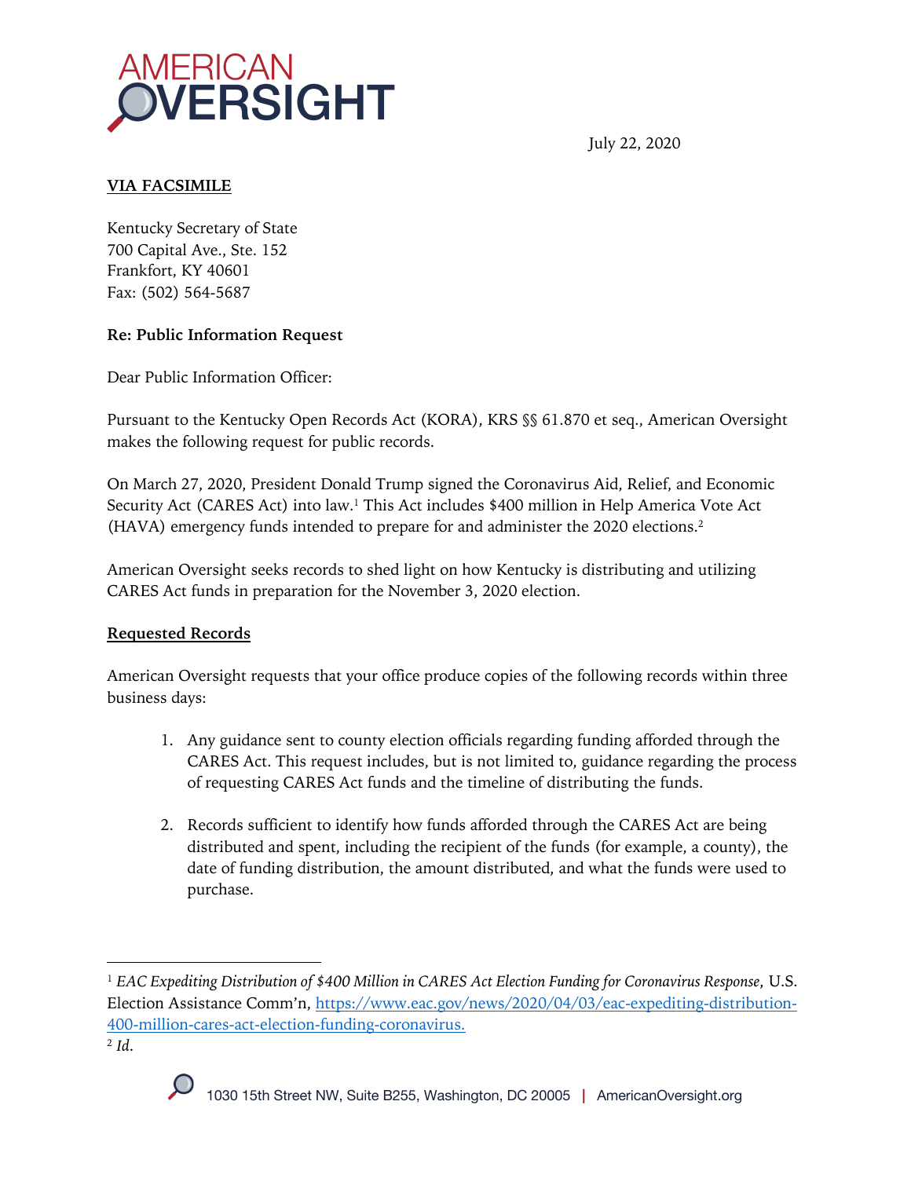# AMERICAN OVERSIGHT

July 22, 2020

**VIA FACSIMILE**

Kentucky Secretary of State
700 Capital Ave., Ste. 152
Frankfort, KY 40601
Fax: (502) 564-5687

**Re: Public Information Request**

Dear Public Information Officer:

Pursuant to the Kentucky Open Records Act (KORA), KRS §§ 61.870 et seq., American Oversight makes the following request for public records.

On March 27, 2020, President Donald Trump signed the Coronavirus Aid, Relief, and Economic Security Act (CARES Act) into law.[1] This Act includes $400 million in Help America Vote Act (HAVA) emergency funds intended to prepare for and administer the 2020 elections.[2]

American Oversight seeks records to shed light on how Kentucky is distributing and utilizing CARES Act funds in preparation for the November 3, 2020 election.

**Requested Records**

American Oversight requests that your office produce copies of the following records within three business days:

1. Any guidance sent to county election officials regarding funding afforded through the CARES Act. This request includes, but is not limited to, guidance regarding the process of requesting CARES Act funds and the timeline of distributing the funds.

2. Records sufficient to identify how funds afforded through the CARES Act are being distributed and spent, including the recipient of the funds (for example, a county), the date of funding distribution, the amount distributed, and what the funds were used to purchase.

---

[1] *EAC Expediting Distribution of $400 Million in CARES Act Election Funding for Coronavirus Response*, U.S. Election Assistance Comm'n, https://www.eac.gov/news/2020/04/03/eac-expediting-distribution-400-million-cares-act-election-funding-coronavirus.

[2] *Id*.

1030 15th Street NW, Suite B255, Washington, DC 20005 | AmericanOversight.org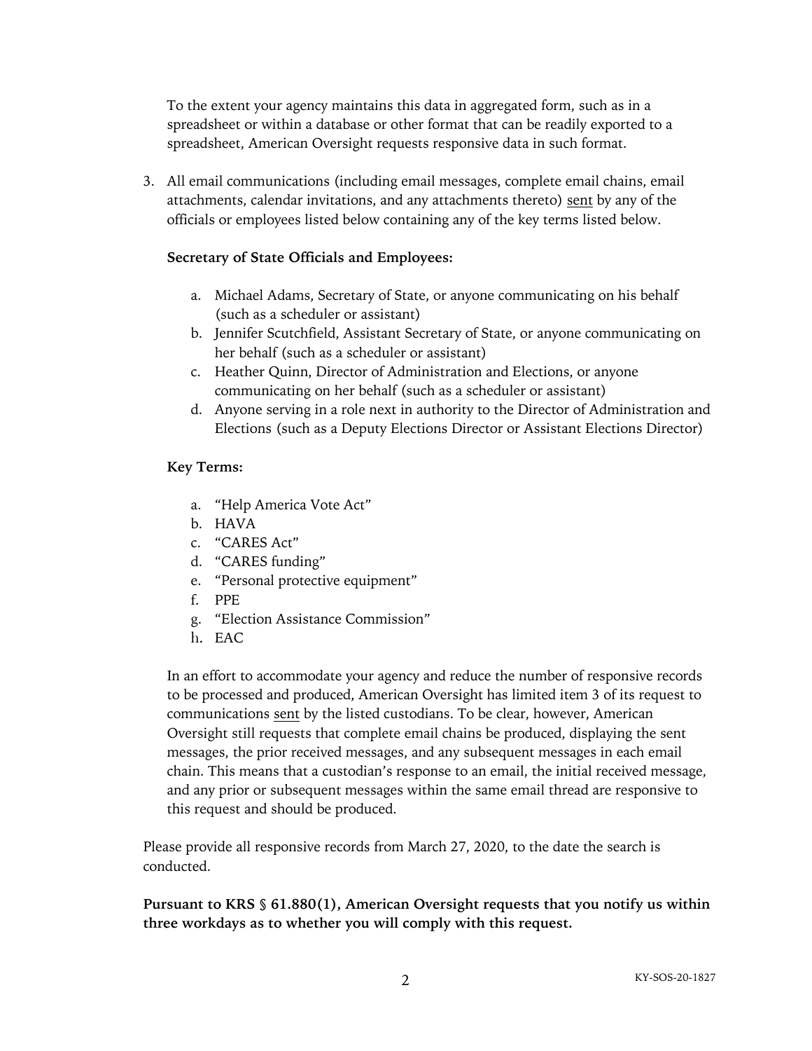To the extent your agency maintains this data in aggregated form, such as in a spreadsheet or within a database or other format that can be readily exported to a spreadsheet, American Oversight requests responsive data in such format.

3. All email communications (including email messages, complete email chains, email attachments, calendar invitations, and any attachments thereto) <u>sent</u> by any of the officials or employees listed below containing any of the key terms listed below.

   **Secretary of State Officials and Employees:**

   a. Michael Adams, Secretary of State, or anyone communicating on his behalf (such as a scheduler or assistant)
   b. Jennifer Scutchfield, Assistant Secretary of State, or anyone communicating on her behalf (such as a scheduler or assistant)
   c. Heather Quinn, Director of Administration and Elections, or anyone communicating on her behalf (such as a scheduler or assistant)
   d. Anyone serving in a role next in authority to the Director of Administration and Elections (such as a Deputy Elections Director or Assistant Elections Director)

   **Key Terms:**

   a. "Help America Vote Act"
   b. HAVA
   c. "CARES Act"
   d. "CARES funding"
   e. "Personal protective equipment"
   f. PPE
   g. "Election Assistance Commission"
   h. EAC

   In an effort to accommodate your agency and reduce the number of responsive records to be processed and produced, American Oversight has limited item 3 of its request to communications <u>sent</u> by the listed custodians. To be clear, however, American Oversight still requests that complete email chains be produced, displaying the sent messages, the prior received messages, and any subsequent messages in each email chain. This means that a custodian's response to an email, the initial received message, and any prior or subsequent messages within the same email thread are responsive to this request and should be produced.

Please provide all responsive records from March 27, 2020, to the date the search is conducted.

**Pursuant to KRS § 61.880(1), American Oversight requests that you notify us within three workdays as to whether you will comply with this request.**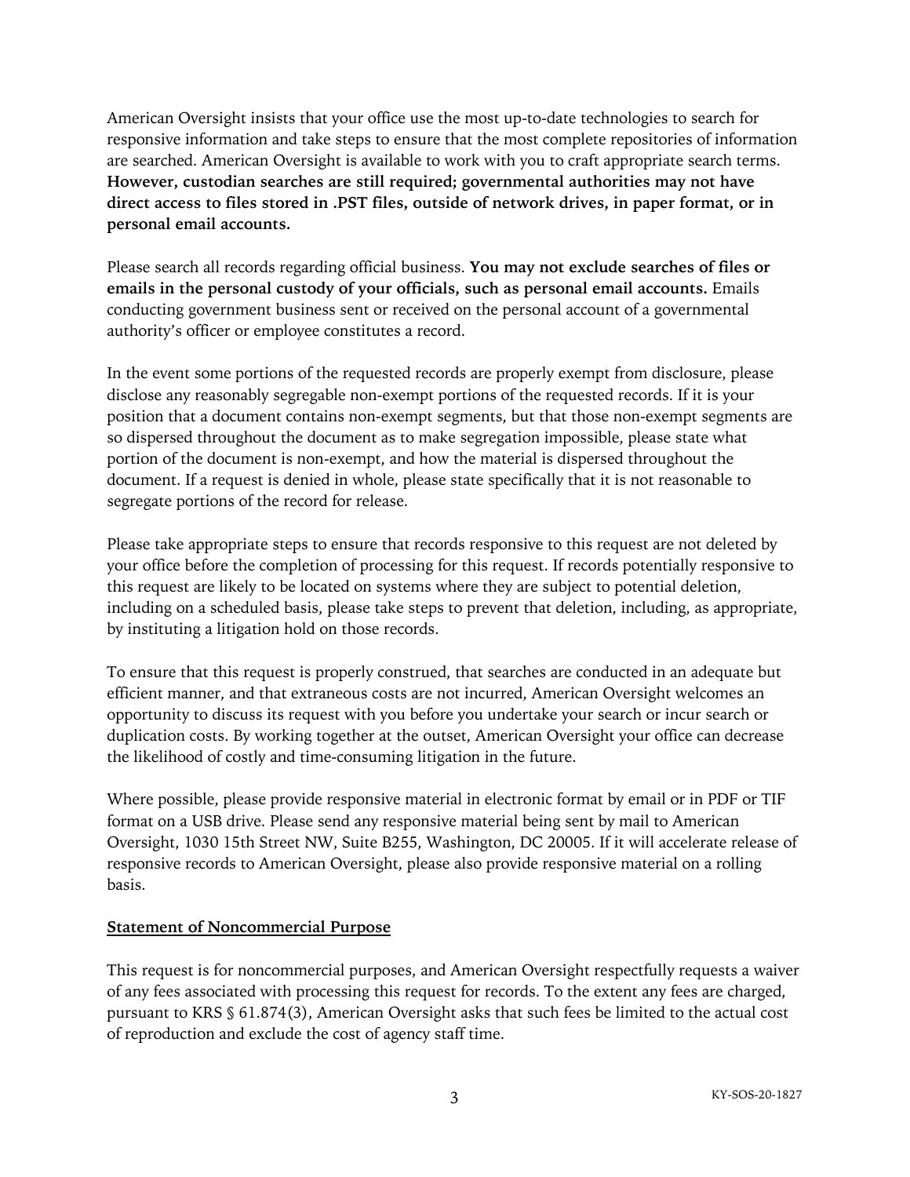American Oversight insists that your office use the most up-to-date technologies to search for responsive information and take steps to ensure that the most complete repositories of information are searched. American Oversight is available to work with you to craft appropriate search terms. **However, custodian searches are still required; governmental authorities may not have direct access to files stored in .PST files, outside of network drives, in paper format, or in personal email accounts.**

Please search all records regarding official business. **You may not exclude searches of files or emails in the personal custody of your officials, such as personal email accounts.** Emails conducting government business sent or received on the personal account of a governmental authority's officer or employee constitutes a record.

In the event some portions of the requested records are properly exempt from disclosure, please disclose any reasonably segregable non-exempt portions of the requested records. If it is your position that a document contains non-exempt segments, but that those non-exempt segments are so dispersed throughout the document as to make segregation impossible, please state what portion of the document is non-exempt, and how the material is dispersed throughout the document. If a request is denied in whole, please state specifically that it is not reasonable to segregate portions of the record for release.

Please take appropriate steps to ensure that records responsive to this request are not deleted by your office before the completion of processing for this request. If records potentially responsive to this request are likely to be located on systems where they are subject to potential deletion, including on a scheduled basis, please take steps to prevent that deletion, including, as appropriate, by instituting a litigation hold on those records.

To ensure that this request is properly construed, that searches are conducted in an adequate but efficient manner, and that extraneous costs are not incurred, American Oversight welcomes an opportunity to discuss its request with you before you undertake your search or incur search or duplication costs. By working together at the outset, American Oversight your office can decrease the likelihood of costly and time-consuming litigation in the future.

Where possible, please provide responsive material in electronic format by email or in PDF or TIF format on a USB drive. Please send any responsive material being sent by mail to American Oversight, 1030 15th Street NW, Suite B255, Washington, DC 20005. If it will accelerate release of responsive records to American Oversight, please also provide responsive material on a rolling basis.

**Statement of Noncommercial Purpose**

This request is for noncommercial purposes, and American Oversight respectfully requests a waiver of any fees associated with processing this request for records. To the extent any fees are charged, pursuant to KRS § 61.874(3), American Oversight asks that such fees be limited to the actual cost of reproduction and exclude the cost of agency staff time.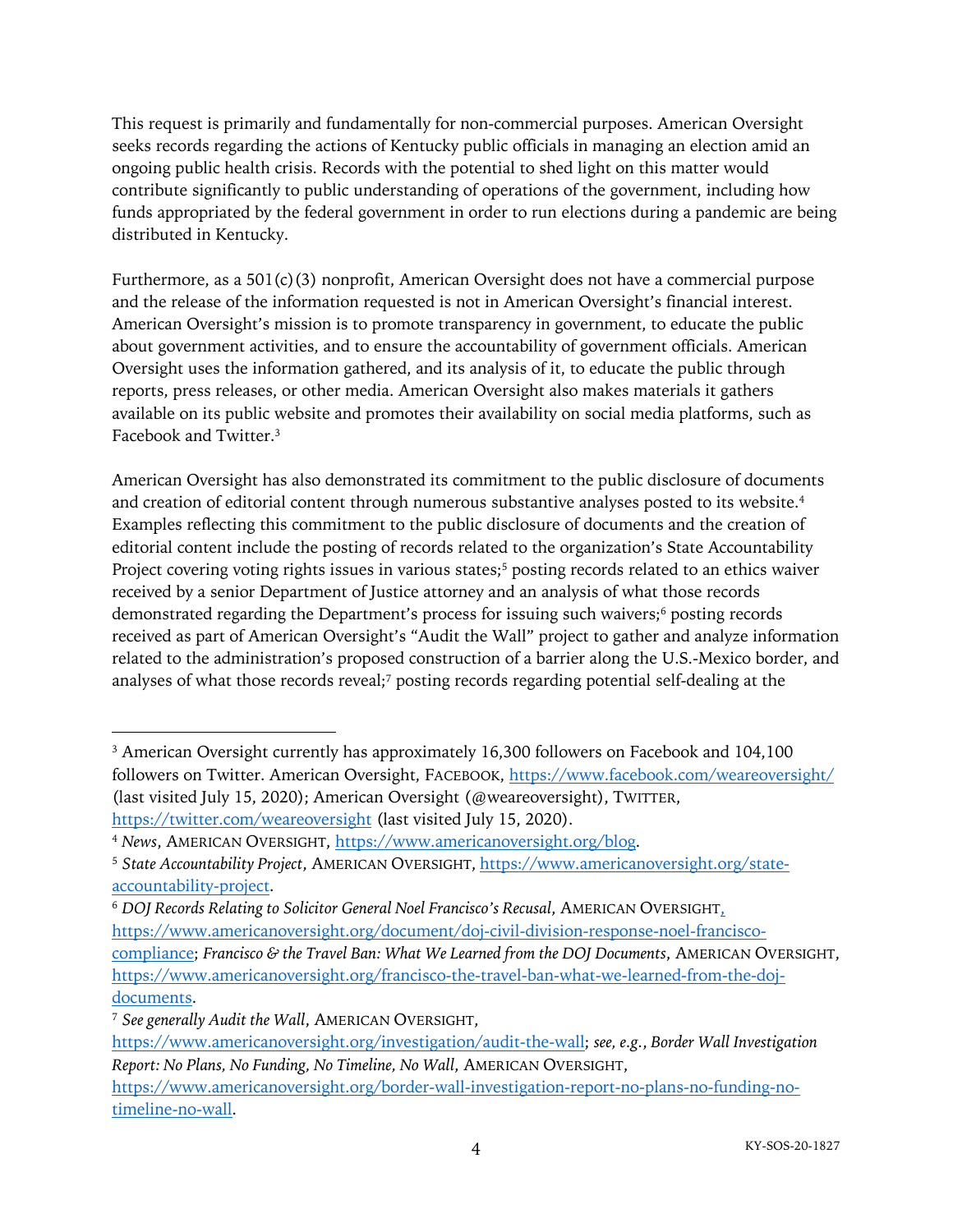This request is primarily and fundamentally for non-commercial purposes. American Oversight seeks records regarding the actions of Kentucky public officials in managing an election amid an ongoing public health crisis. Records with the potential to shed light on this matter would contribute significantly to public understanding of operations of the government, including how funds appropriated by the federal government in order to run elections during a pandemic are being distributed in Kentucky.

Furthermore, as a 501(c)(3) nonprofit, American Oversight does not have a commercial purpose and the release of the information requested is not in American Oversight's financial interest. American Oversight's mission is to promote transparency in government, to educate the public about government activities, and to ensure the accountability of government officials. American Oversight uses the information gathered, and its analysis of it, to educate the public through reports, press releases, or other media. American Oversight also makes materials it gathers available on its public website and promotes their availability on social media platforms, such as Facebook and Twitter.[3]

American Oversight has also demonstrated its commitment to the public disclosure of documents and creation of editorial content through numerous substantive analyses posted to its website.[4] Examples reflecting this commitment to the public disclosure of documents and the creation of editorial content include the posting of records related to the organization's State Accountability Project covering voting rights issues in various states;[5] posting records related to an ethics waiver received by a senior Department of Justice attorney and an analysis of what those records demonstrated regarding the Department's process for issuing such waivers;[6] posting records received as part of American Oversight's "Audit the Wall" project to gather and analyze information related to the administration's proposed construction of a barrier along the U.S.-Mexico border, and analyses of what those records reveal;[7] posting records regarding potential self-dealing at the

---

[3] American Oversight currently has approximately 16,300 followers on Facebook and 104,100 followers on Twitter. American Oversight, FACEBOOK, https://www.facebook.com/weareoversight/ (last visited July 15, 2020); American Oversight (@weareoversight), TWITTER, https://twitter.com/weareoversight (last visited July 15, 2020).

[4] *News*, AMERICAN OVERSIGHT, https://www.americanoversight.org/blog.

[5] *State Accountability Project*, AMERICAN OVERSIGHT, https://www.americanoversight.org/state-accountability-project.

[6] *DOJ Records Relating to Solicitor General Noel Francisco's Recusal*, AMERICAN OVERSIGHT, https://www.americanoversight.org/document/doj-civil-division-response-noel-francisco-compliance; *Francisco & the Travel Ban: What We Learned from the DOJ Documents*, AMERICAN OVERSIGHT, https://www.americanoversight.org/francisco-the-travel-ban-what-we-learned-from-the-doj-documents.

[7] *See generally Audit the Wall*, AMERICAN OVERSIGHT, https://www.americanoversight.org/investigation/audit-the-wall; *see, e.g.*, *Border Wall Investigation Report: No Plans, No Funding, No Timeline, No Wall*, AMERICAN OVERSIGHT, https://www.americanoversight.org/border-wall-investigation-report-no-plans-no-funding-no-timeline-no-wall.

KY-SOS-20-1827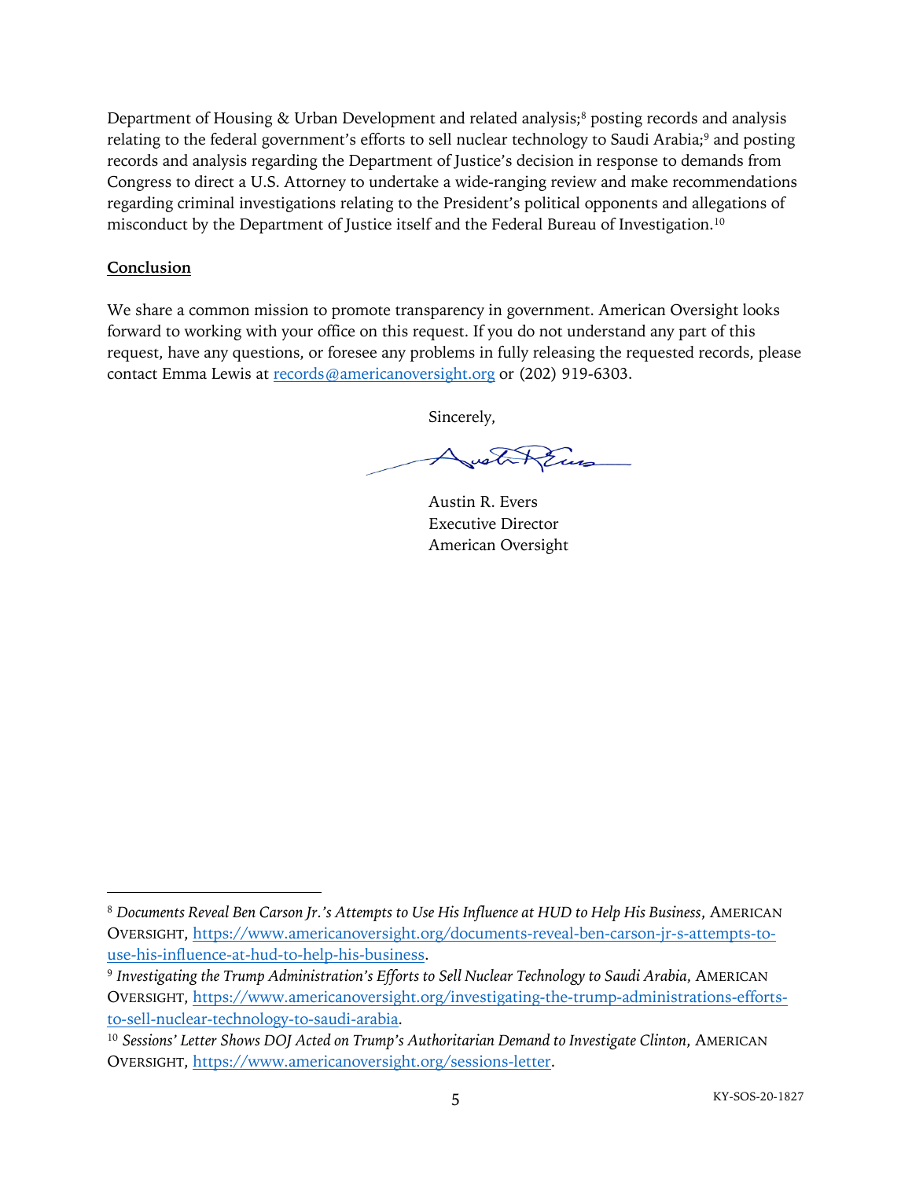Department of Housing & Urban Development and related analysis;[8] posting records and analysis relating to the federal government's efforts to sell nuclear technology to Saudi Arabia;[9] and posting records and analysis regarding the Department of Justice's decision in response to demands from Congress to direct a U.S. Attorney to undertake a wide-ranging review and make recommendations regarding criminal investigations relating to the President's political opponents and allegations of misconduct by the Department of Justice itself and the Federal Bureau of Investigation.[10]

## Conclusion

We share a common mission to promote transparency in government. American Oversight looks forward to working with your office on this request. If you do not understand any part of this request, have any questions, or foresee any problems in fully releasing the requested records, please contact Emma Lewis at records@americanoversight.org or (202) 919-6303.

Sincerely,

Austin R. Evers
Executive Director
American Oversight

---

[8] *Documents Reveal Ben Carson Jr.'s Attempts to Use His Influence at HUD to Help His Business*, AMERICAN OVERSIGHT, https://www.americanoversight.org/documents-reveal-ben-carson-jr-s-attempts-to-use-his-influence-at-hud-to-help-his-business.

[9] *Investigating the Trump Administration's Efforts to Sell Nuclear Technology to Saudi Arabia*, AMERICAN OVERSIGHT, https://www.americanoversight.org/investigating-the-trump-administrations-efforts-to-sell-nuclear-technology-to-saudi-arabia.

[10] *Sessions' Letter Shows DOJ Acted on Trump's Authoritarian Demand to Investigate Clinton*, AMERICAN OVERSIGHT, https://www.americanoversight.org/sessions-letter.

KY-SOS-20-1827